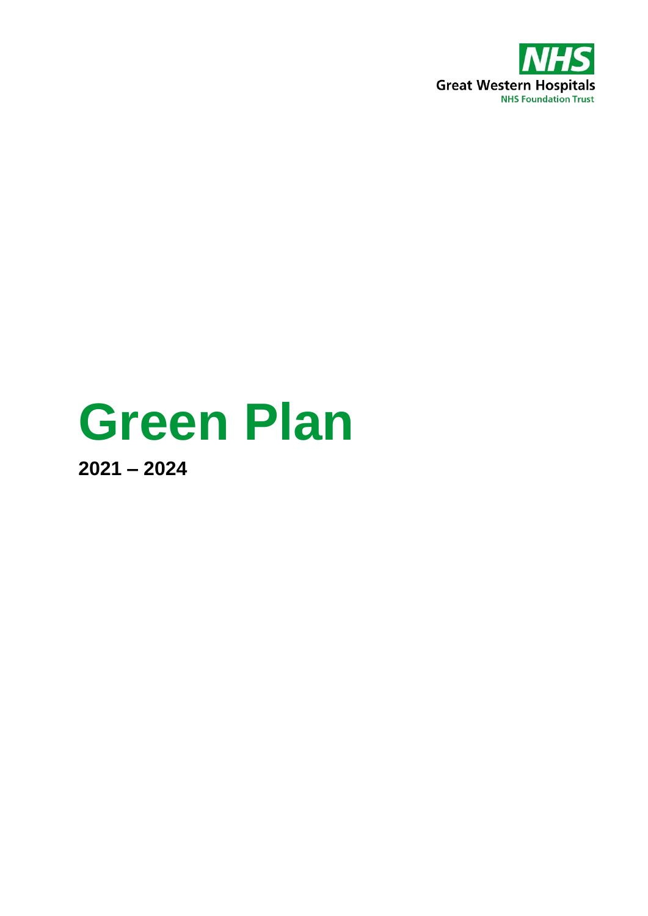NHS

Great Western Hospitals

NHS Foundation Trust

# Green Plan

**2021 – 2024**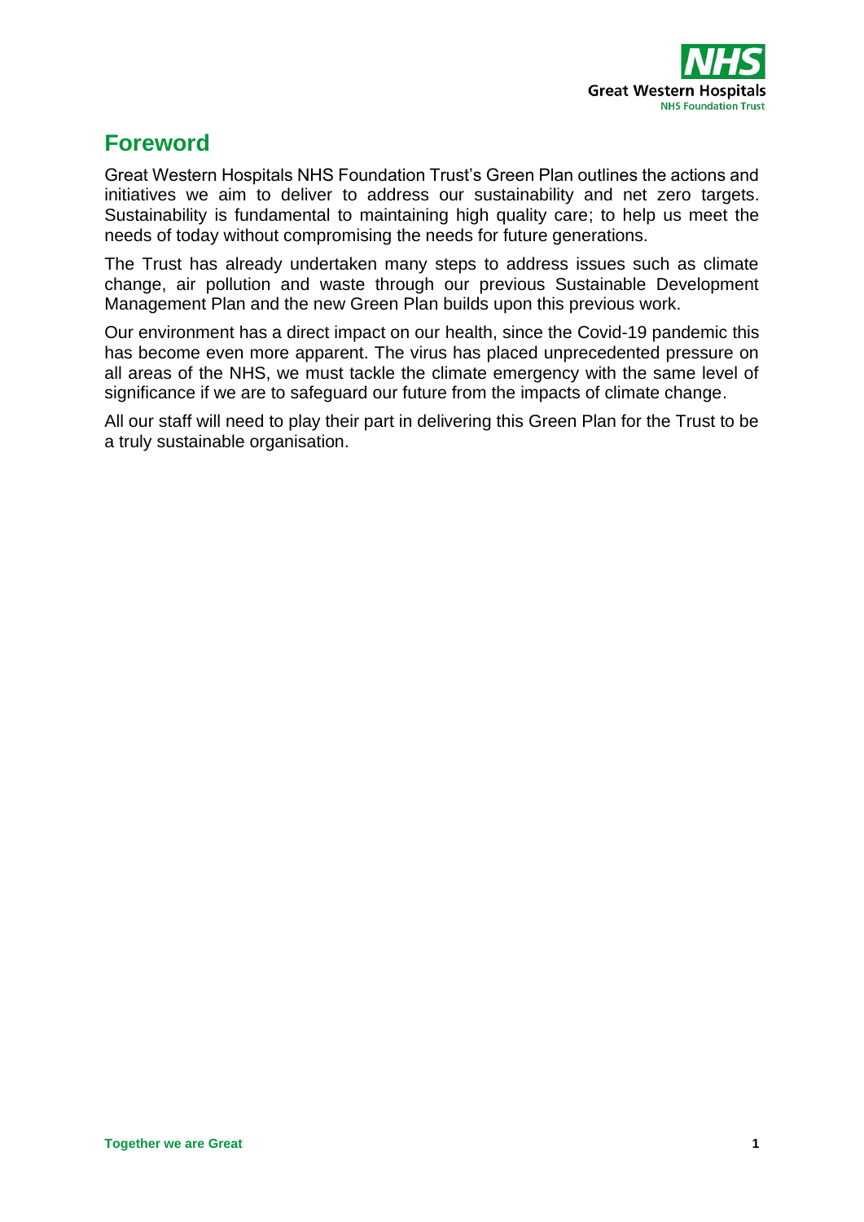## Foreword

Great Western Hospitals NHS Foundation Trust's Green Plan outlines the actions and initiatives we aim to deliver to address our sustainability and net zero targets. Sustainability is fundamental to maintaining high quality care; to help us meet the needs of today without compromising the needs for future generations.

The Trust has already undertaken many steps to address issues such as climate change, air pollution and waste through our previous Sustainable Development Management Plan and the new Green Plan builds upon this previous work.

Our environment has a direct impact on our health, since the Covid-19 pandemic this has become even more apparent. The virus has placed unprecedented pressure on all areas of the NHS, we must tackle the climate emergency with the same level of significance if we are to safeguard our future from the impacts of climate change.

All our staff will need to play their part in delivering this Green Plan for the Trust to be a truly sustainable organisation.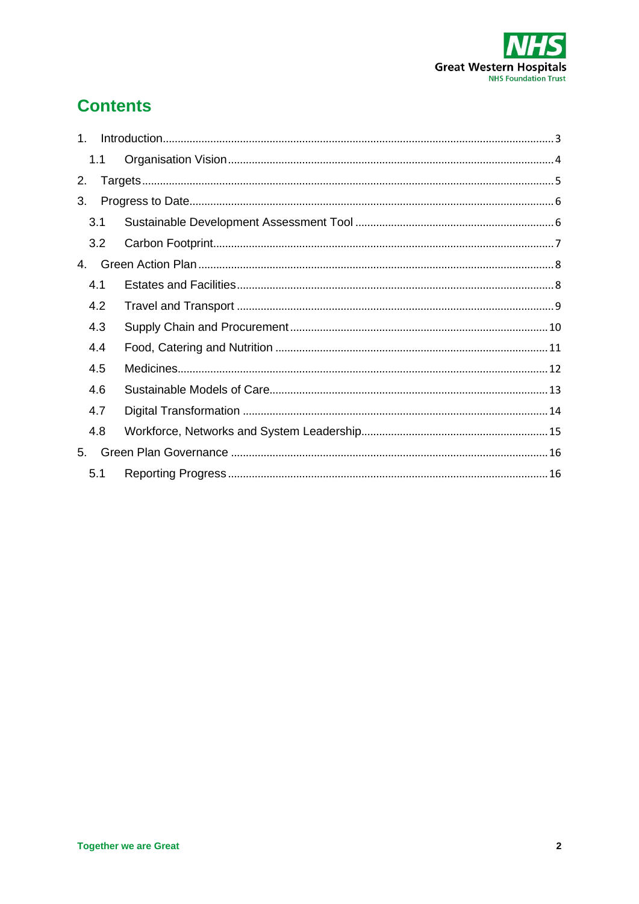# Contents

1. Introduction ... 3
   - 1.1 Organisation Vision ... 4
2. Targets ... 5
3. Progress to Date ... 6
   - 3.1 Sustainable Development Assessment Tool ... 6
   - 3.2 Carbon Footprint ... 7
4. Green Action Plan ... 8
   - 4.1 Estates and Facilities ... 8
   - 4.2 Travel and Transport ... 9
   - 4.3 Supply Chain and Procurement ... 10
   - 4.4 Food, Catering and Nutrition ... 11
   - 4.5 Medicines ... 12
   - 4.6 Sustainable Models of Care ... 13
   - 4.7 Digital Transformation ... 14
   - 4.8 Workforce, Networks and System Leadership ... 15
5. Green Plan Governance ... 16
   - 5.1 Reporting Progress ... 16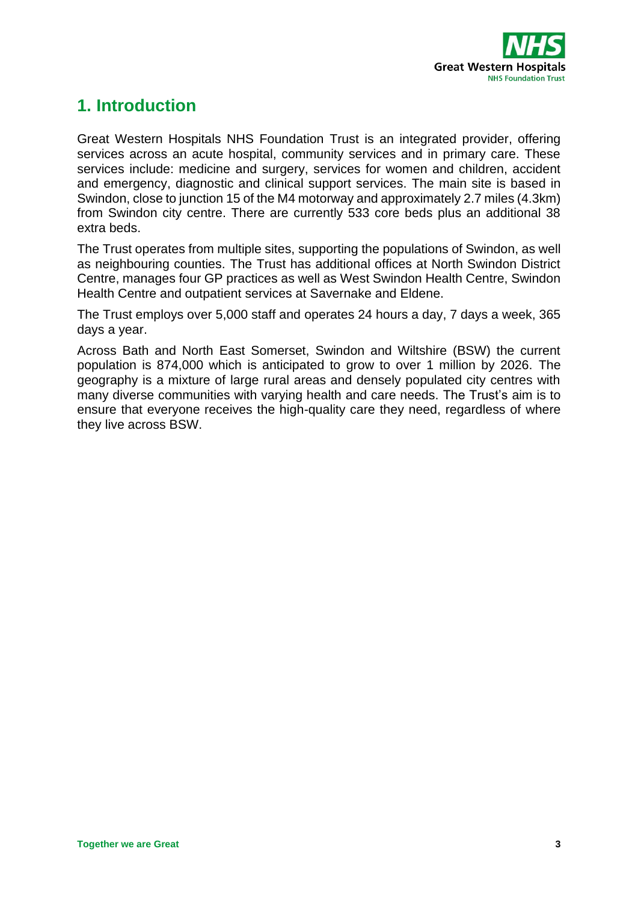## 1. Introduction

Great Western Hospitals NHS Foundation Trust is an integrated provider, offering services across an acute hospital, community services and in primary care. These services include: medicine and surgery, services for women and children, accident and emergency, diagnostic and clinical support services. The main site is based in Swindon, close to junction 15 of the M4 motorway and approximately 2.7 miles (4.3km) from Swindon city centre. There are currently 533 core beds plus an additional 38 extra beds.

The Trust operates from multiple sites, supporting the populations of Swindon, as well as neighbouring counties. The Trust has additional offices at North Swindon District Centre, manages four GP practices as well as West Swindon Health Centre, Swindon Health Centre and outpatient services at Savernake and Eldene.

The Trust employs over 5,000 staff and operates 24 hours a day, 7 days a week, 365 days a year.

Across Bath and North East Somerset, Swindon and Wiltshire (BSW) the current population is 874,000 which is anticipated to grow to over 1 million by 2026. The geography is a mixture of large rural areas and densely populated city centres with many diverse communities with varying health and care needs. The Trust's aim is to ensure that everyone receives the high-quality care they need, regardless of where they live across BSW.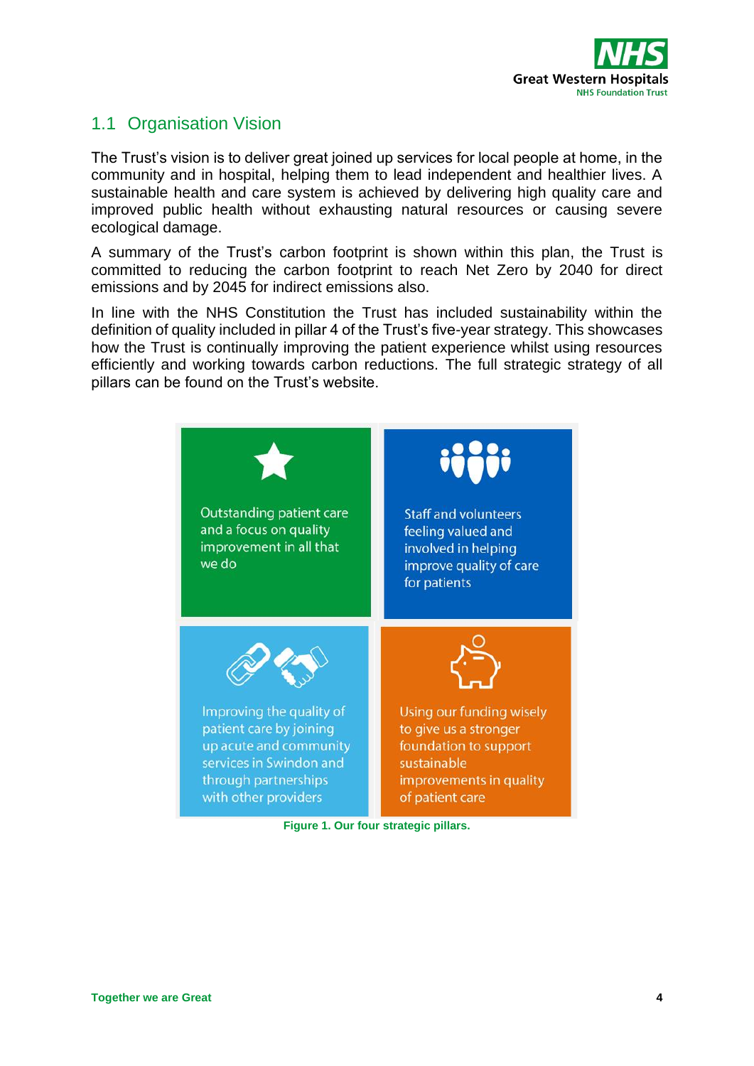## 1.1 Organisation Vision

The Trust's vision is to deliver great joined up services for local people at home, in the community and in hospital, helping them to lead independent and healthier lives. A sustainable health and care system is achieved by delivering high quality care and improved public health without exhausting natural resources or causing severe ecological damage.

A summary of the Trust's carbon footprint is shown within this plan, the Trust is committed to reducing the carbon footprint to reach Net Zero by 2040 for direct emissions and by 2045 for indirect emissions also.

In line with the NHS Constitution the Trust has included sustainability within the definition of quality included in pillar 4 of the Trust's five-year strategy. This showcases how the Trust is continually improving the patient experience whilst using resources efficiently and working towards carbon reductions. The full strategic strategy of all pillars can be found on the Trust's website.

Outstanding patient care and a focus on quality improvement in all that we do

Staff and volunteers feeling valued and involved in helping improve quality of care for patients

Improving the quality of patient care by joining up acute and community services in Swindon and through partnerships with other providers

Using our funding wisely to give us a stronger foundation to support sustainable improvements in quality of patient care

**Figure 1. Our four strategic pillars.**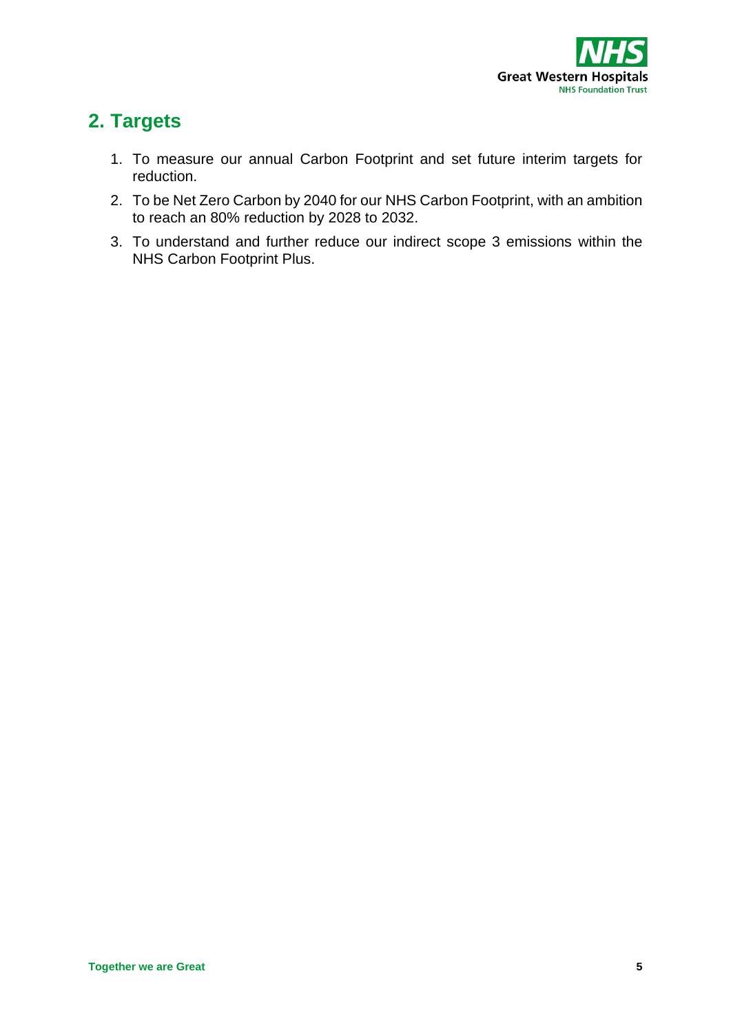## 2. Targets

1. To measure our annual Carbon Footprint and set future interim targets for reduction.
2. To be Net Zero Carbon by 2040 for our NHS Carbon Footprint, with an ambition to reach an 80% reduction by 2028 to 2032.
3. To understand and further reduce our indirect scope 3 emissions within the NHS Carbon Footprint Plus.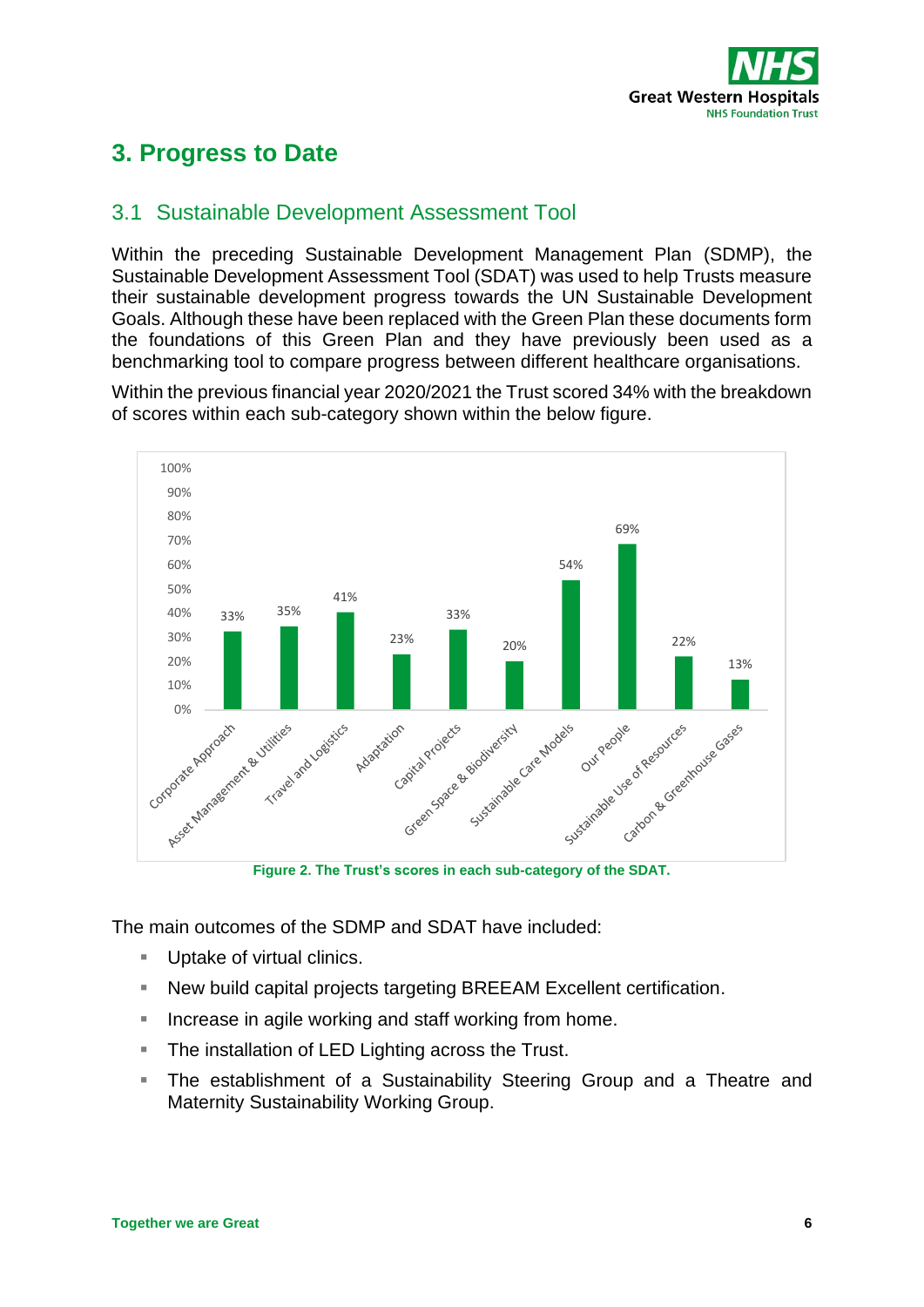# 3. Progress to Date

## 3.1 Sustainable Development Assessment Tool

Within the preceding Sustainable Development Management Plan (SDMP), the Sustainable Development Assessment Tool (SDAT) was used to help Trusts measure their sustainable development progress towards the UN Sustainable Development Goals. Although these have been replaced with the Green Plan these documents form the foundations of this Green Plan and they have previously been used as a benchmarking tool to compare progress between different healthcare organisations.

Within the previous financial year 2020/2021 the Trust scored 34% with the breakdown of scores within each sub-category shown within the below figure.

| Sub-category | Score |
|---|---|
| Corporate Approach | 33% |
| Asset Management & Utilities | 35% |
| Travel and Logistics | 41% |
| Adaptation | 23% |
| Capital Projects | 33% |
| Green Space & Biodiversity | 20% |
| Sustainable Care Models | 54% |
| Our People | 69% |
| Sustainable Use of Resources | 22% |
| Carbon & Greenhouse Gases | 13% |

**Figure 2. The Trust's scores in each sub-category of the SDAT.**

The main outcomes of the SDMP and SDAT have included:

- Uptake of virtual clinics.
- New build capital projects targeting BREEAM Excellent certification.
- Increase in agile working and staff working from home.
- The installation of LED Lighting across the Trust.
- The establishment of a Sustainability Steering Group and a Theatre and Maternity Sustainability Working Group.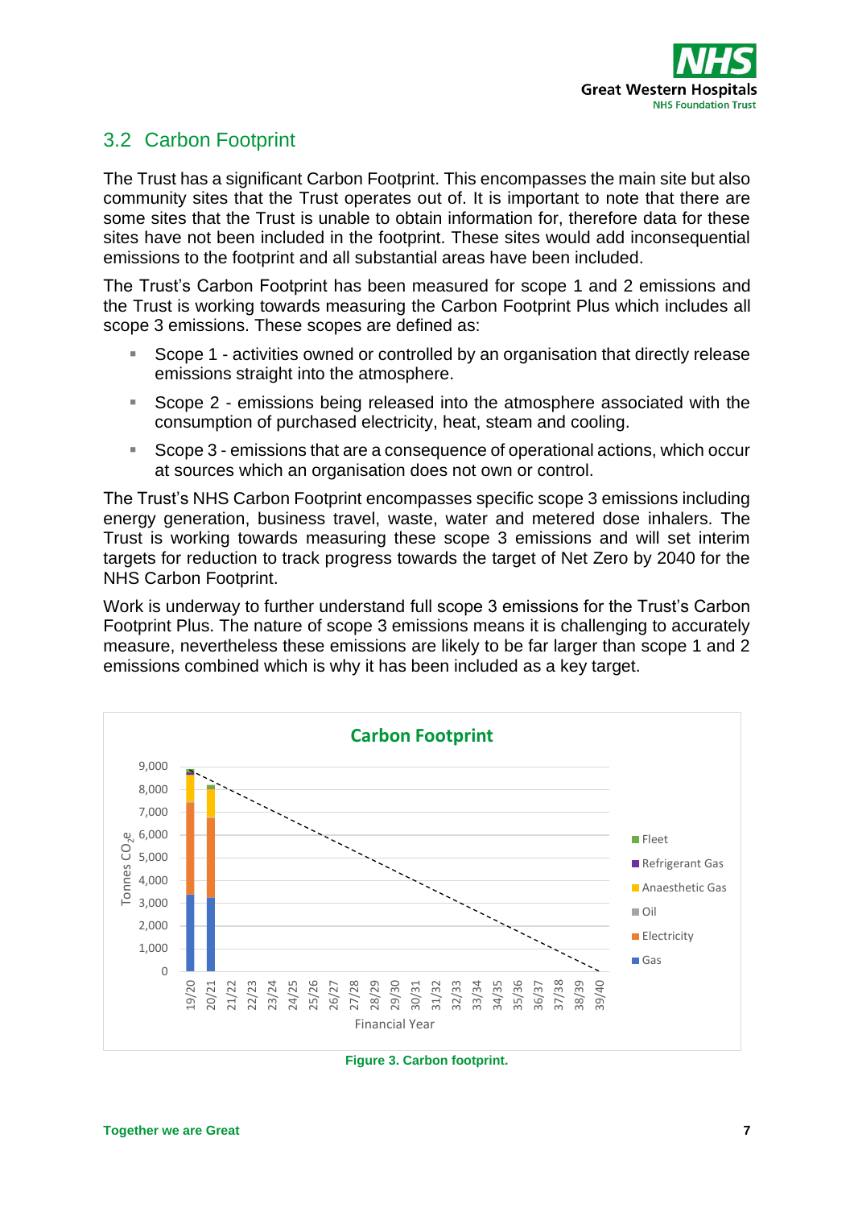## 3.2 Carbon Footprint

The Trust has a significant Carbon Footprint. This encompasses the main site but also community sites that the Trust operates out of. It is important to note that there are some sites that the Trust is unable to obtain information for, therefore data for these sites have not been included in the footprint. These sites would add inconsequential emissions to the footprint and all substantial areas have been included.

The Trust's Carbon Footprint has been measured for scope 1 and 2 emissions and the Trust is working towards measuring the Carbon Footprint Plus which includes all scope 3 emissions. These scopes are defined as:

- Scope 1 - activities owned or controlled by an organisation that directly release emissions straight into the atmosphere.
- Scope 2 - emissions being released into the atmosphere associated with the consumption of purchased electricity, heat, steam and cooling.
- Scope 3 - emissions that are a consequence of operational actions, which occur at sources which an organisation does not own or control.

The Trust's NHS Carbon Footprint encompasses specific scope 3 emissions including energy generation, business travel, waste, water and metered dose inhalers. The Trust is working towards measuring these scope 3 emissions and will set interim targets for reduction to track progress towards the target of Net Zero by 2040 for the NHS Carbon Footprint.

Work is underway to further understand full scope 3 emissions for the Trust's Carbon Footprint Plus. The nature of scope 3 emissions means it is challenging to accurately measure, nevertheless these emissions are likely to be far larger than scope 1 and 2 emissions combined which is why it has been included as a key target.

**Figure 3. Carbon footprint.**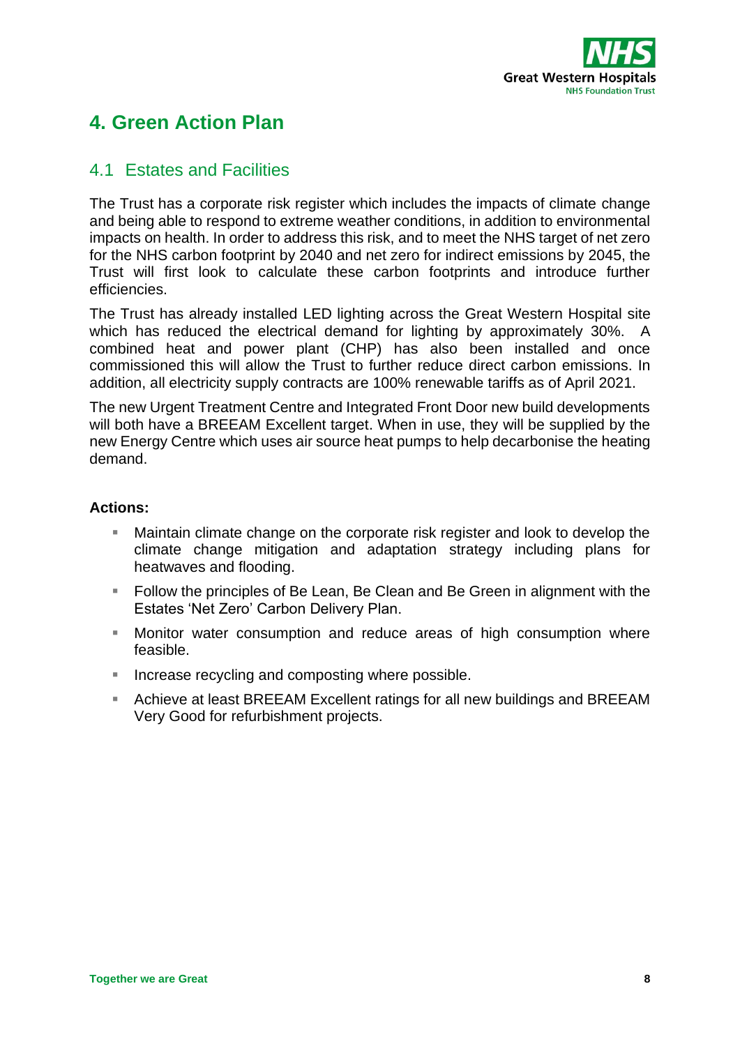# 4. Green Action Plan

## 4.1 Estates and Facilities

The Trust has a corporate risk register which includes the impacts of climate change and being able to respond to extreme weather conditions, in addition to environmental impacts on health. In order to address this risk, and to meet the NHS target of net zero for the NHS carbon footprint by 2040 and net zero for indirect emissions by 2045, the Trust will first look to calculate these carbon footprints and introduce further efficiencies.

The Trust has already installed LED lighting across the Great Western Hospital site which has reduced the electrical demand for lighting by approximately 30%. A combined heat and power plant (CHP) has also been installed and once commissioned this will allow the Trust to further reduce direct carbon emissions. In addition, all electricity supply contracts are 100% renewable tariffs as of April 2021.

The new Urgent Treatment Centre and Integrated Front Door new build developments will both have a BREEAM Excellent target. When in use, they will be supplied by the new Energy Centre which uses air source heat pumps to help decarbonise the heating demand.

**Actions:**

- Maintain climate change on the corporate risk register and look to develop the climate change mitigation and adaptation strategy including plans for heatwaves and flooding.
- Follow the principles of Be Lean, Be Clean and Be Green in alignment with the Estates 'Net Zero' Carbon Delivery Plan.
- Monitor water consumption and reduce areas of high consumption where feasible.
- Increase recycling and composting where possible.
- Achieve at least BREEAM Excellent ratings for all new buildings and BREEAM Very Good for refurbishment projects.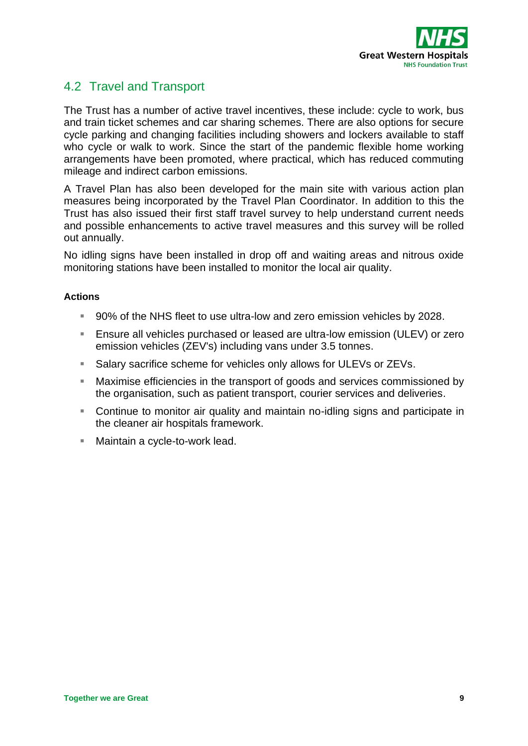## 4.2 Travel and Transport

The Trust has a number of active travel incentives, these include: cycle to work, bus and train ticket schemes and car sharing schemes. There are also options for secure cycle parking and changing facilities including showers and lockers available to staff who cycle or walk to work. Since the start of the pandemic flexible home working arrangements have been promoted, where practical, which has reduced commuting mileage and indirect carbon emissions.

A Travel Plan has also been developed for the main site with various action plan measures being incorporated by the Travel Plan Coordinator. In addition to this the Trust has also issued their first staff travel survey to help understand current needs and possible enhancements to active travel measures and this survey will be rolled out annually.

No idling signs have been installed in drop off and waiting areas and nitrous oxide monitoring stations have been installed to monitor the local air quality.

**Actions**

- 90% of the NHS fleet to use ultra-low and zero emission vehicles by 2028.
- Ensure all vehicles purchased or leased are ultra-low emission (ULEV) or zero emission vehicles (ZEV's) including vans under 3.5 tonnes.
- Salary sacrifice scheme for vehicles only allows for ULEVs or ZEVs.
- Maximise efficiencies in the transport of goods and services commissioned by the organisation, such as patient transport, courier services and deliveries.
- Continue to monitor air quality and maintain no-idling signs and participate in the cleaner air hospitals framework.
- Maintain a cycle-to-work lead.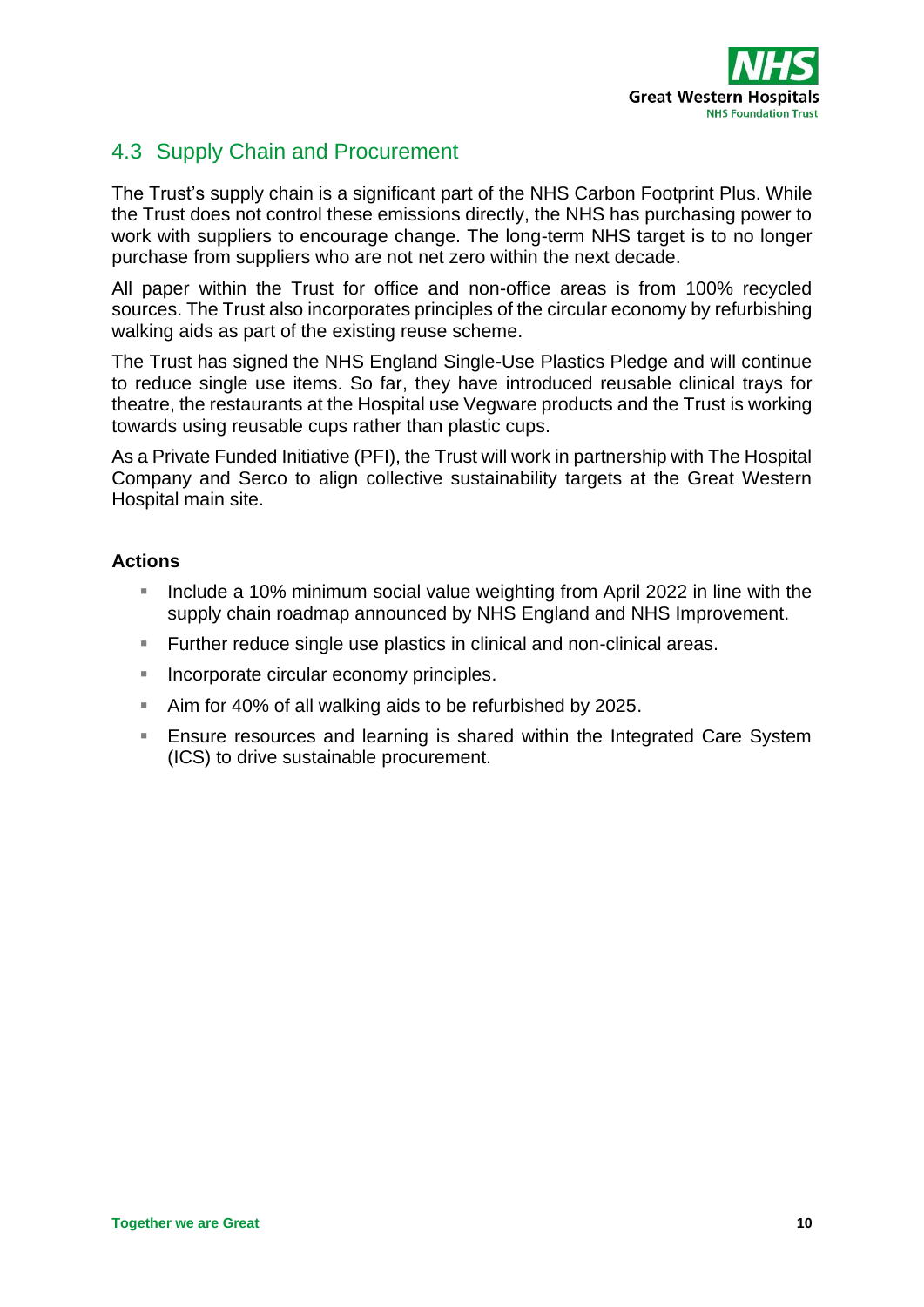## 4.3 Supply Chain and Procurement

The Trust's supply chain is a significant part of the NHS Carbon Footprint Plus. While the Trust does not control these emissions directly, the NHS has purchasing power to work with suppliers to encourage change. The long-term NHS target is to no longer purchase from suppliers who are not net zero within the next decade.

All paper within the Trust for office and non-office areas is from 100% recycled sources. The Trust also incorporates principles of the circular economy by refurbishing walking aids as part of the existing reuse scheme.

The Trust has signed the NHS England Single-Use Plastics Pledge and will continue to reduce single use items. So far, they have introduced reusable clinical trays for theatre, the restaurants at the Hospital use Vegware products and the Trust is working towards using reusable cups rather than plastic cups.

As a Private Funded Initiative (PFI), the Trust will work in partnership with The Hospital Company and Serco to align collective sustainability targets at the Great Western Hospital main site.

**Actions**

- Include a 10% minimum social value weighting from April 2022 in line with the supply chain roadmap announced by NHS England and NHS Improvement.
- Further reduce single use plastics in clinical and non-clinical areas.
- Incorporate circular economy principles.
- Aim for 40% of all walking aids to be refurbished by 2025.
- Ensure resources and learning is shared within the Integrated Care System (ICS) to drive sustainable procurement.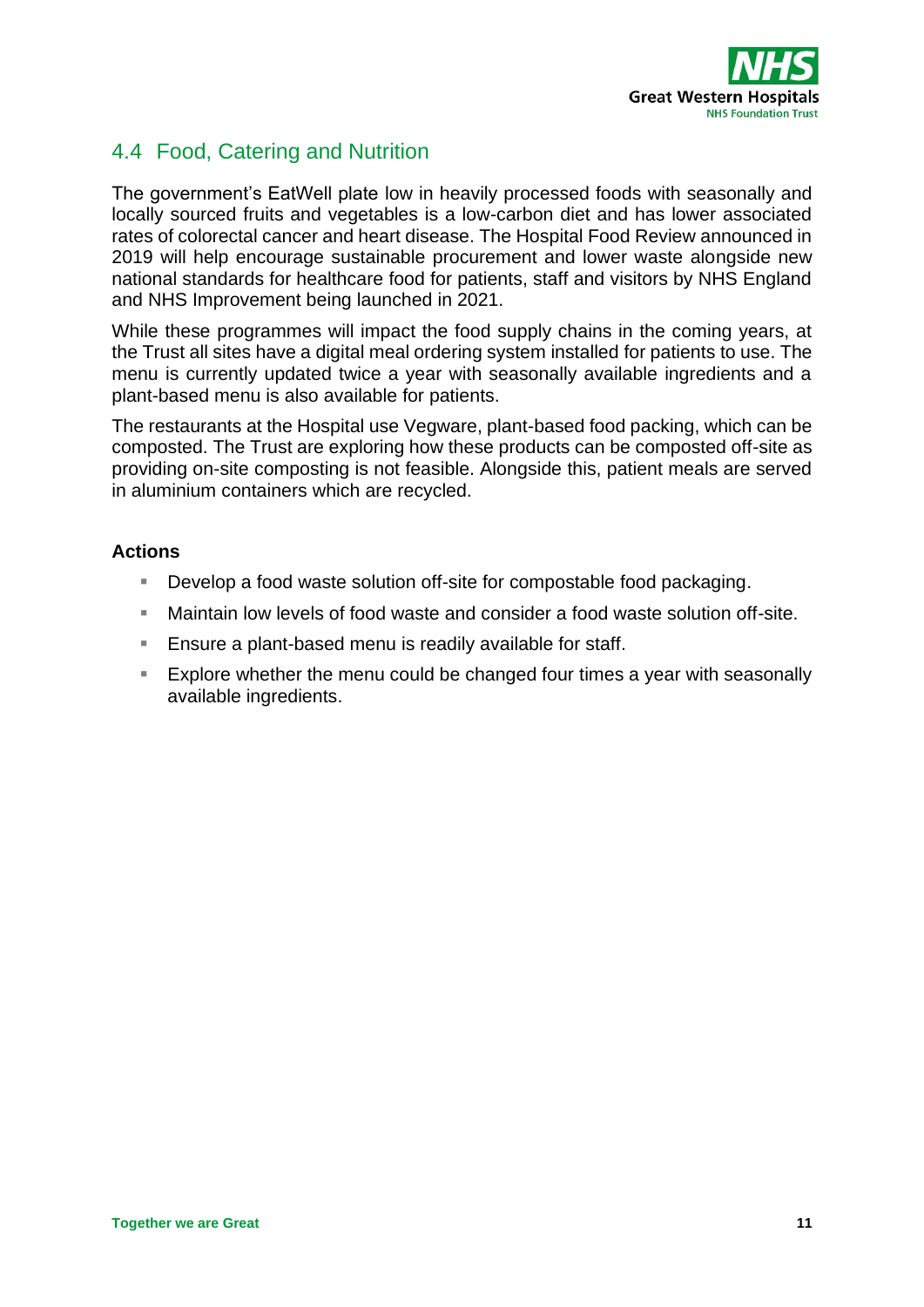## 4.4 Food, Catering and Nutrition

The government's EatWell plate low in heavily processed foods with seasonally and locally sourced fruits and vegetables is a low-carbon diet and has lower associated rates of colorectal cancer and heart disease. The Hospital Food Review announced in 2019 will help encourage sustainable procurement and lower waste alongside new national standards for healthcare food for patients, staff and visitors by NHS England and NHS Improvement being launched in 2021.

While these programmes will impact the food supply chains in the coming years, at the Trust all sites have a digital meal ordering system installed for patients to use. The menu is currently updated twice a year with seasonally available ingredients and a plant-based menu is also available for patients.

The restaurants at the Hospital use Vegware, plant-based food packing, which can be composted. The Trust are exploring how these products can be composted off-site as providing on-site composting is not feasible. Alongside this, patient meals are served in aluminium containers which are recycled.

**Actions**

- Develop a food waste solution off-site for compostable food packaging.
- Maintain low levels of food waste and consider a food waste solution off-site.
- Ensure a plant-based menu is readily available for staff.
- Explore whether the menu could be changed four times a year with seasonally available ingredients.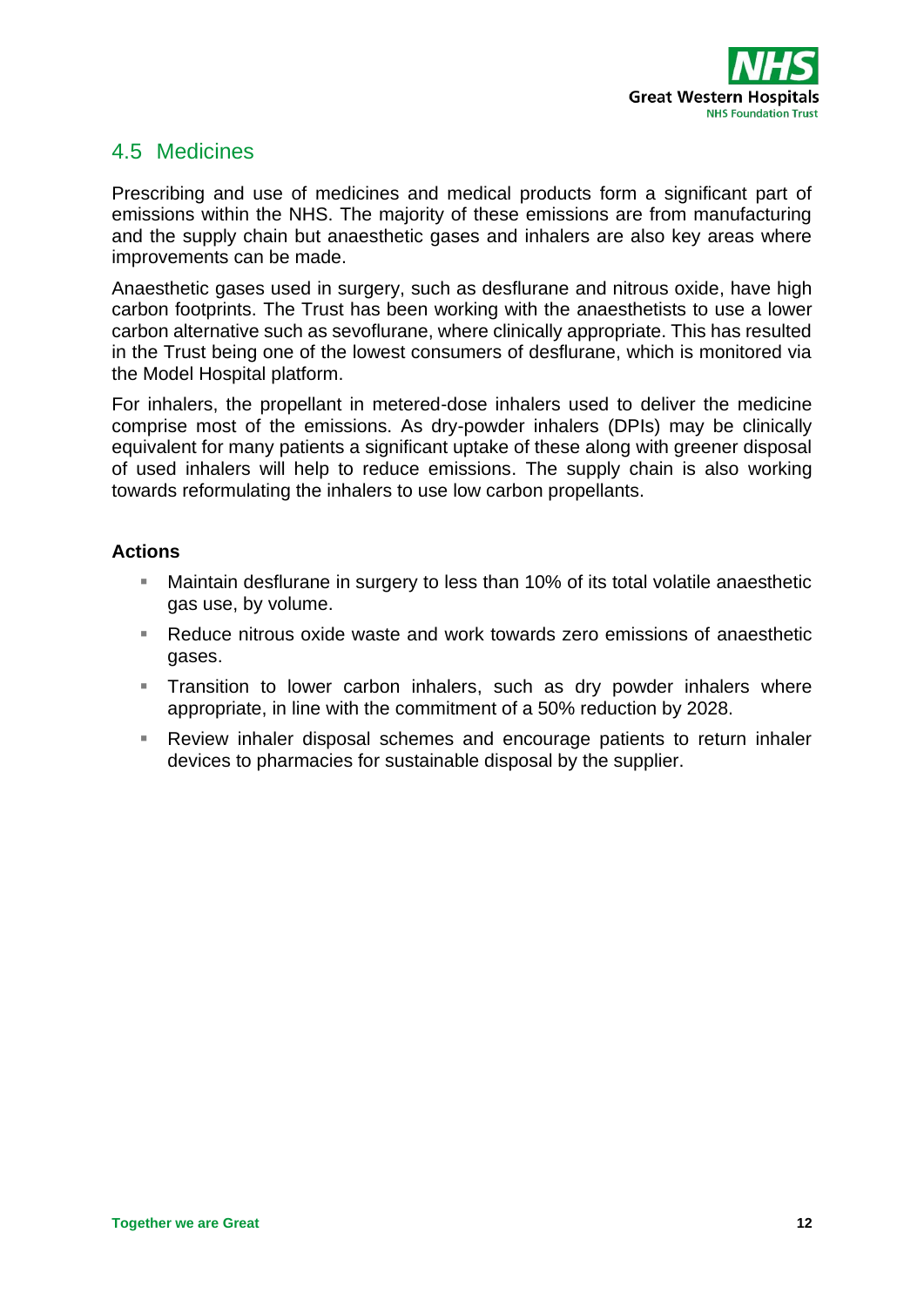## 4.5 Medicines

Prescribing and use of medicines and medical products form a significant part of emissions within the NHS. The majority of these emissions are from manufacturing and the supply chain but anaesthetic gases and inhalers are also key areas where improvements can be made.

Anaesthetic gases used in surgery, such as desflurane and nitrous oxide, have high carbon footprints. The Trust has been working with the anaesthetists to use a lower carbon alternative such as sevoflurane, where clinically appropriate. This has resulted in the Trust being one of the lowest consumers of desflurane, which is monitored via the Model Hospital platform.

For inhalers, the propellant in metered-dose inhalers used to deliver the medicine comprise most of the emissions. As dry-powder inhalers (DPIs) may be clinically equivalent for many patients a significant uptake of these along with greener disposal of used inhalers will help to reduce emissions. The supply chain is also working towards reformulating the inhalers to use low carbon propellants.

**Actions**

- Maintain desflurane in surgery to less than 10% of its total volatile anaesthetic gas use, by volume.
- Reduce nitrous oxide waste and work towards zero emissions of anaesthetic gases.
- Transition to lower carbon inhalers, such as dry powder inhalers where appropriate, in line with the commitment of a 50% reduction by 2028.
- Review inhaler disposal schemes and encourage patients to return inhaler devices to pharmacies for sustainable disposal by the supplier.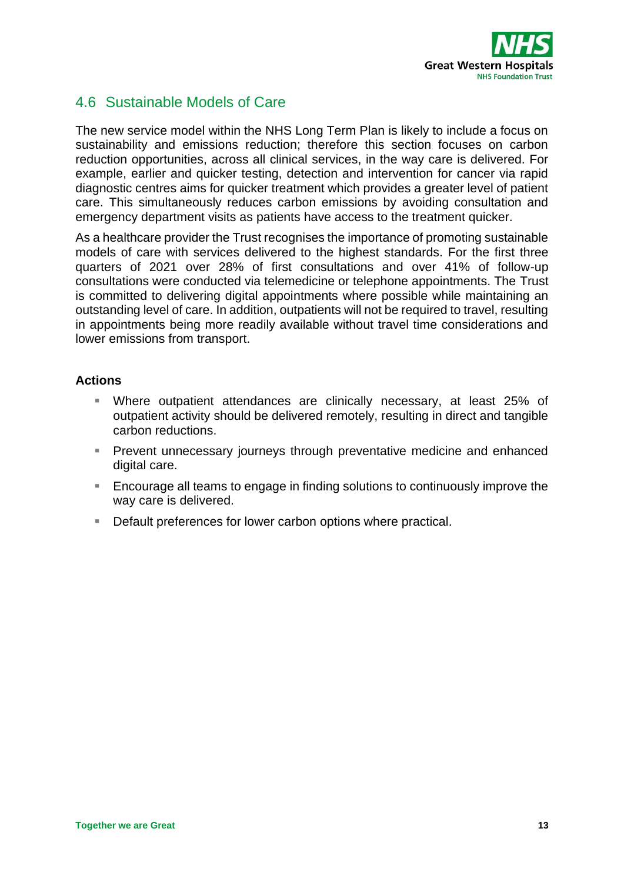## 4.6 Sustainable Models of Care

The new service model within the NHS Long Term Plan is likely to include a focus on sustainability and emissions reduction; therefore this section focuses on carbon reduction opportunities, across all clinical services, in the way care is delivered. For example, earlier and quicker testing, detection and intervention for cancer via rapid diagnostic centres aims for quicker treatment which provides a greater level of patient care. This simultaneously reduces carbon emissions by avoiding consultation and emergency department visits as patients have access to the treatment quicker.

As a healthcare provider the Trust recognises the importance of promoting sustainable models of care with services delivered to the highest standards. For the first three quarters of 2021 over 28% of first consultations and over 41% of follow-up consultations were conducted via telemedicine or telephone appointments. The Trust is committed to delivering digital appointments where possible while maintaining an outstanding level of care. In addition, outpatients will not be required to travel, resulting in appointments being more readily available without travel time considerations and lower emissions from transport.

**Actions**

- Where outpatient attendances are clinically necessary, at least 25% of outpatient activity should be delivered remotely, resulting in direct and tangible carbon reductions.
- Prevent unnecessary journeys through preventative medicine and enhanced digital care.
- Encourage all teams to engage in finding solutions to continuously improve the way care is delivered.
- Default preferences for lower carbon options where practical.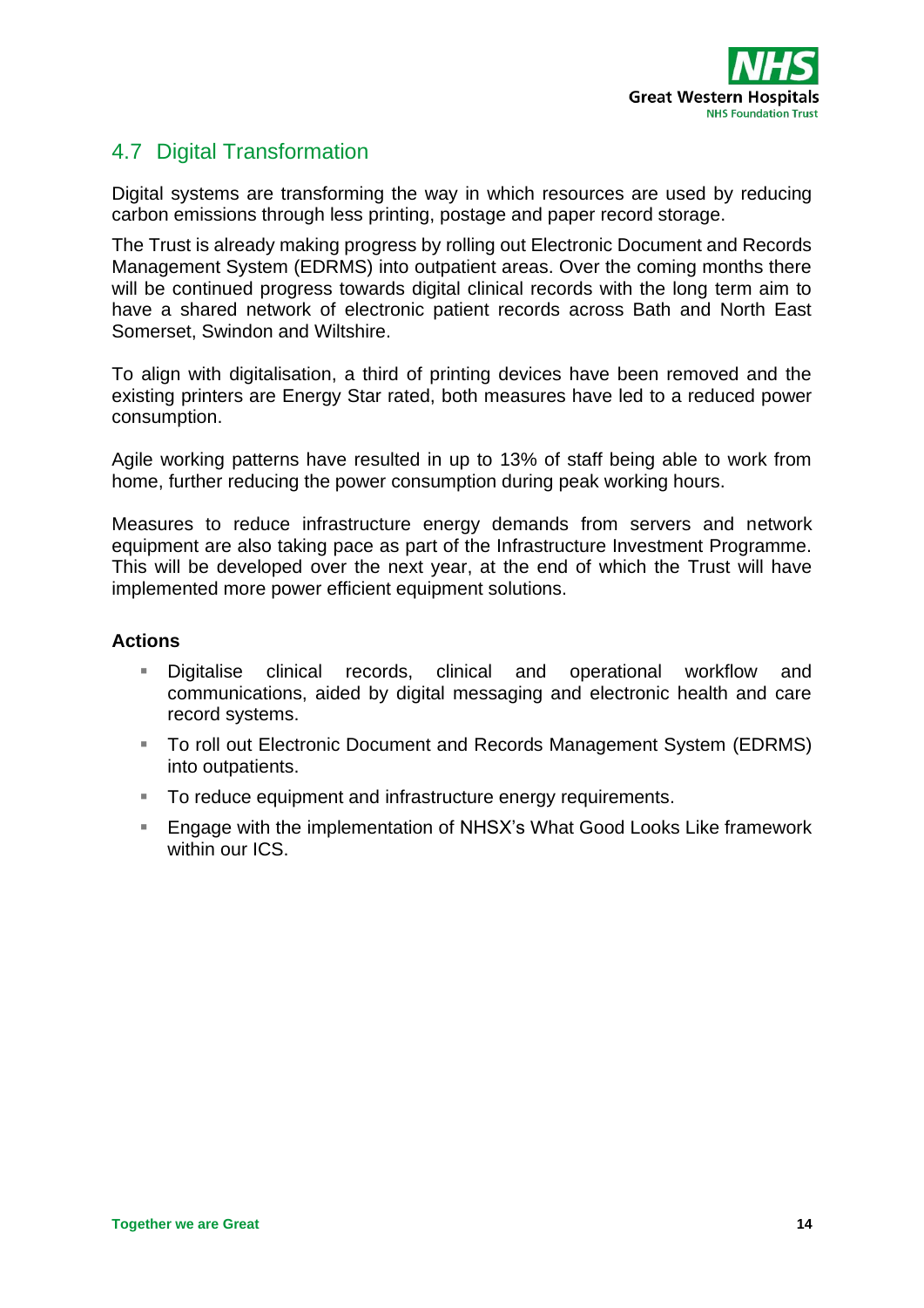## 4.7 Digital Transformation

Digital systems are transforming the way in which resources are used by reducing carbon emissions through less printing, postage and paper record storage.

The Trust is already making progress by rolling out Electronic Document and Records Management System (EDRMS) into outpatient areas. Over the coming months there will be continued progress towards digital clinical records with the long term aim to have a shared network of electronic patient records across Bath and North East Somerset, Swindon and Wiltshire.

To align with digitalisation, a third of printing devices have been removed and the existing printers are Energy Star rated, both measures have led to a reduced power consumption.

Agile working patterns have resulted in up to 13% of staff being able to work from home, further reducing the power consumption during peak working hours.

Measures to reduce infrastructure energy demands from servers and network equipment are also taking pace as part of the Infrastructure Investment Programme. This will be developed over the next year, at the end of which the Trust will have implemented more power efficient equipment solutions.

**Actions**

- Digitalise clinical records, clinical and operational workflow and communications, aided by digital messaging and electronic health and care record systems.
- To roll out Electronic Document and Records Management System (EDRMS) into outpatients.
- To reduce equipment and infrastructure energy requirements.
- Engage with the implementation of NHSX's What Good Looks Like framework within our ICS.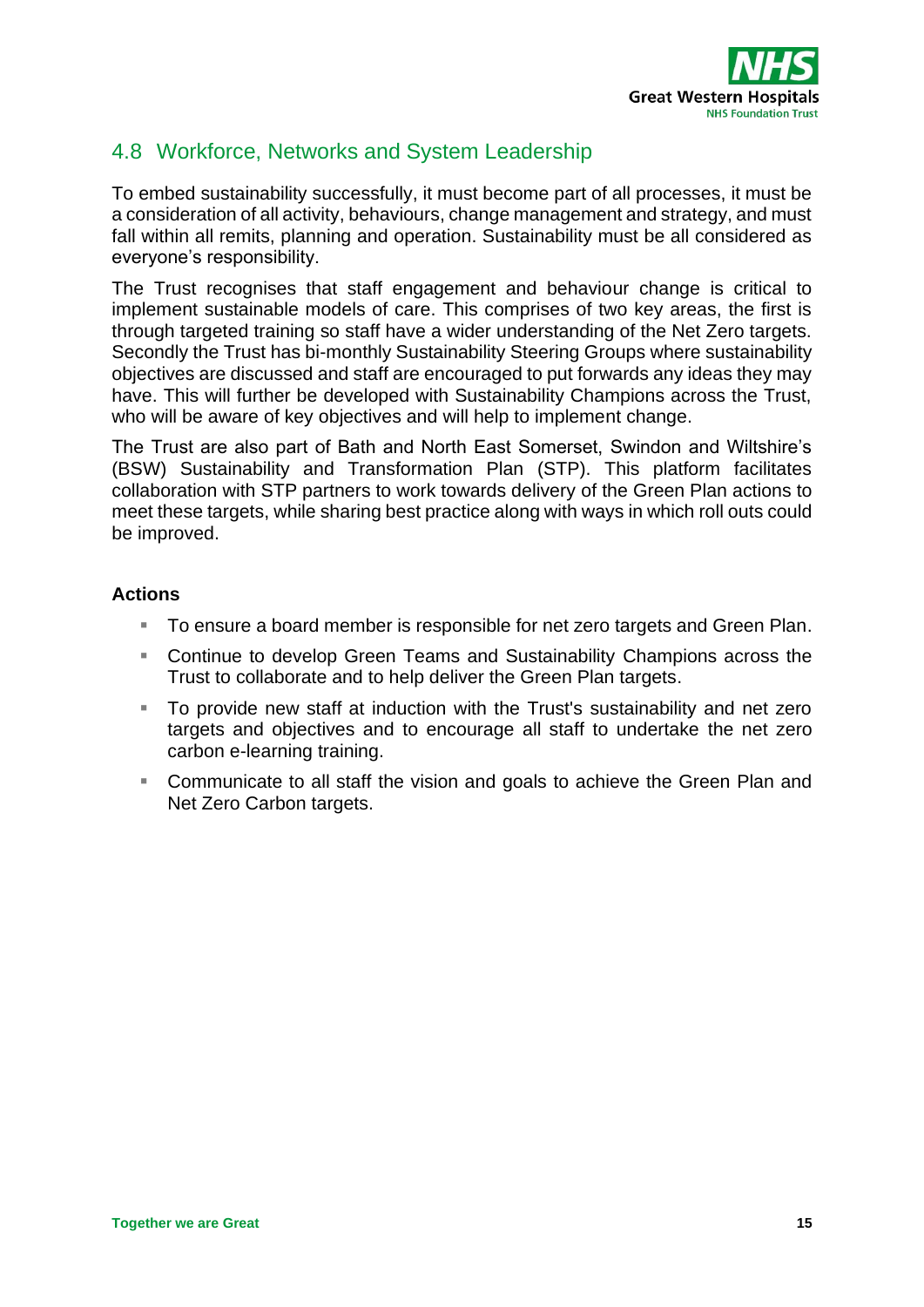## 4.8 Workforce, Networks and System Leadership

To embed sustainability successfully, it must become part of all processes, it must be a consideration of all activity, behaviours, change management and strategy, and must fall within all remits, planning and operation. Sustainability must be all considered as everyone's responsibility.

The Trust recognises that staff engagement and behaviour change is critical to implement sustainable models of care. This comprises of two key areas, the first is through targeted training so staff have a wider understanding of the Net Zero targets. Secondly the Trust has bi-monthly Sustainability Steering Groups where sustainability objectives are discussed and staff are encouraged to put forwards any ideas they may have. This will further be developed with Sustainability Champions across the Trust, who will be aware of key objectives and will help to implement change.

The Trust are also part of Bath and North East Somerset, Swindon and Wiltshire's (BSW) Sustainability and Transformation Plan (STP). This platform facilitates collaboration with STP partners to work towards delivery of the Green Plan actions to meet these targets, while sharing best practice along with ways in which roll outs could be improved.

**Actions**

- To ensure a board member is responsible for net zero targets and Green Plan.
- Continue to develop Green Teams and Sustainability Champions across the Trust to collaborate and to help deliver the Green Plan targets.
- To provide new staff at induction with the Trust's sustainability and net zero targets and objectives and to encourage all staff to undertake the net zero carbon e-learning training.
- Communicate to all staff the vision and goals to achieve the Green Plan and Net Zero Carbon targets.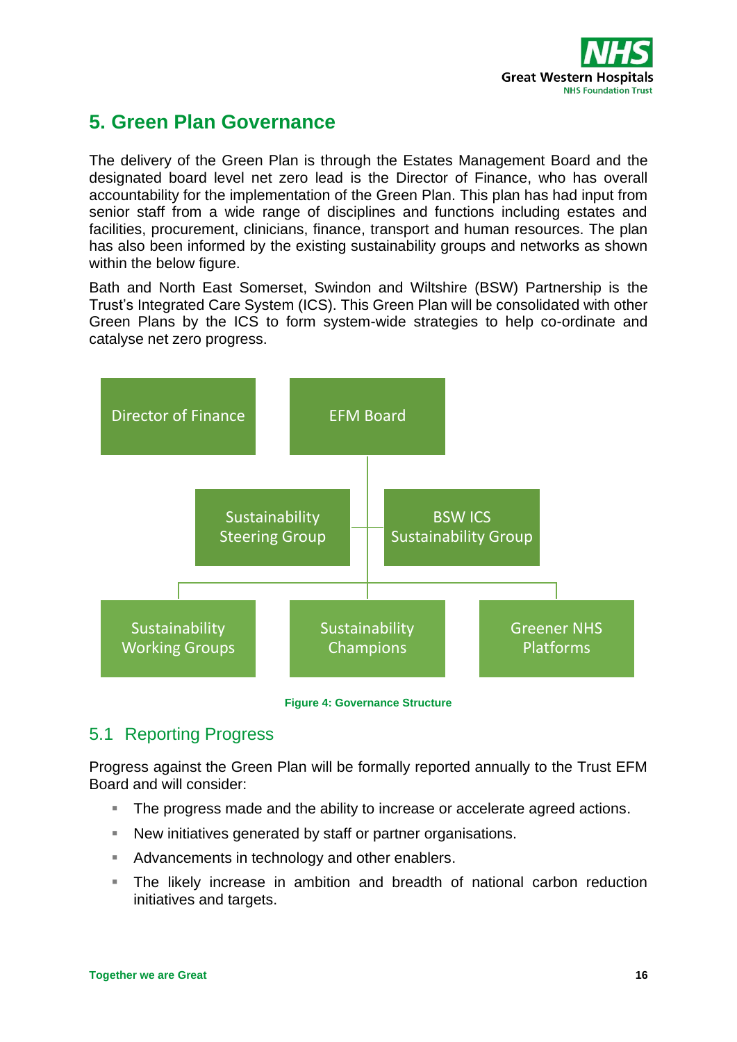## 5. Green Plan Governance

The delivery of the Green Plan is through the Estates Management Board and the designated board level net zero lead is the Director of Finance, who has overall accountability for the implementation of the Green Plan. This plan has had input from senior staff from a wide range of disciplines and functions including estates and facilities, procurement, clinicians, finance, transport and human resources. The plan has also been informed by the existing sustainability groups and networks as shown within the below figure.

Bath and North East Somerset, Swindon and Wiltshire (BSW) Partnership is the Trust's Integrated Care System (ICS). This Green Plan will be consolidated with other Green Plans by the ICS to form system-wide strategies to help co-ordinate and catalyse net zero progress.

Director of Finance

EFM Board

Sustainability Steering Group

BSW ICS Sustainability Group

Sustainability Working Groups

Sustainability Champions

Greener NHS Platforms

**Figure 4: Governance Structure**

### 5.1 Reporting Progress

Progress against the Green Plan will be formally reported annually to the Trust EFM Board and will consider:

- The progress made and the ability to increase or accelerate agreed actions.
- New initiatives generated by staff or partner organisations.
- Advancements in technology and other enablers.
- The likely increase in ambition and breadth of national carbon reduction initiatives and targets.